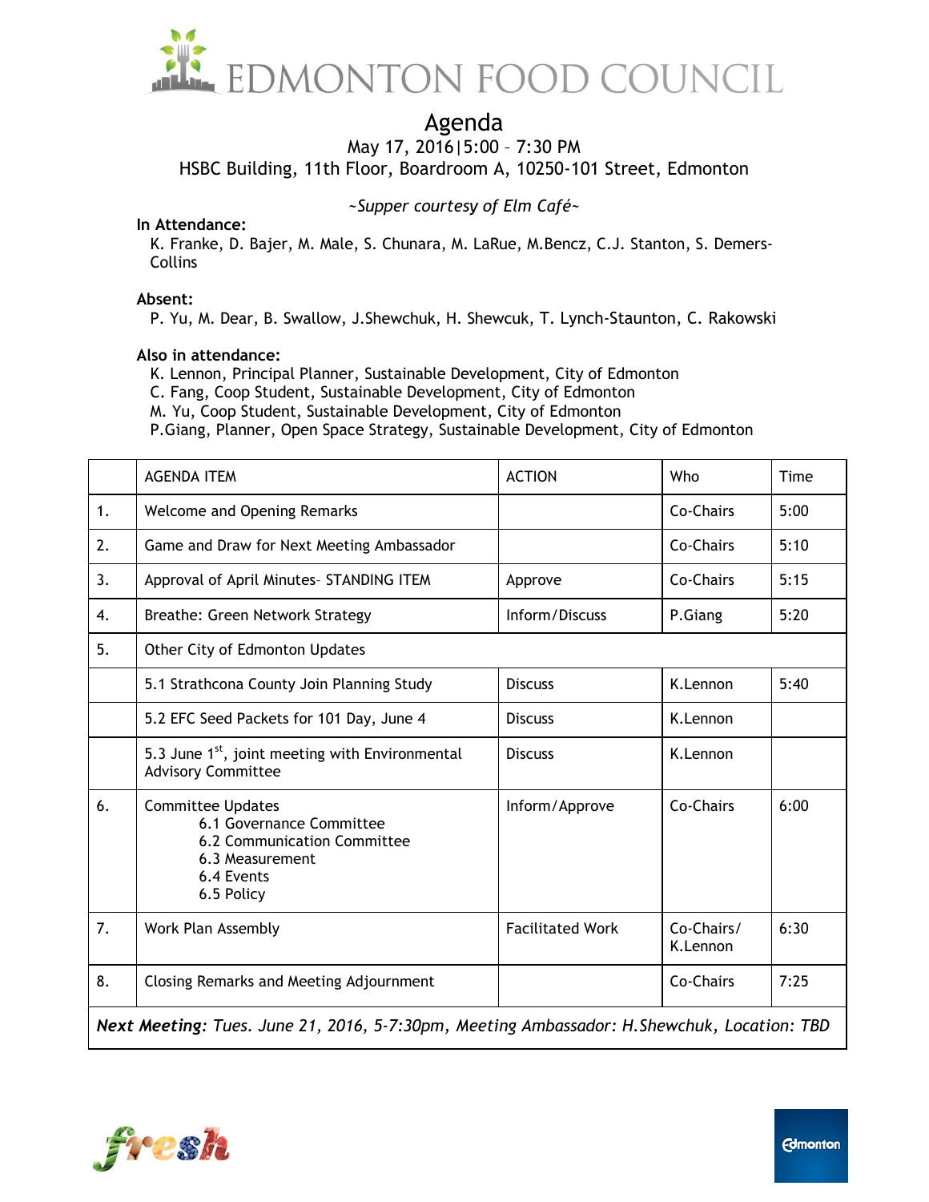# EDMONTON FOOD COUNCIL

## Agenda

May 17, 2016|5:00 – 7:30 PM
HSBC Building, 11th Floor, Boardroom A, 10250-101 Street, Edmonton

*~Supper courtesy of Elm Café~*

**In Attendance:**
K. Franke, D. Bajer, M. Male, S. Chunara, M. LaRue, M.Bencz, C.J. Stanton, S. Demers-Collins

**Absent:**
P. Yu, M. Dear, B. Swallow, J.Shewchuk, H. Shewcuk, T. Lynch-Staunton, C. Rakowski

**Also in attendance:**
K. Lennon, Principal Planner, Sustainable Development, City of Edmonton
C. Fang, Coop Student, Sustainable Development, City of Edmonton
M. Yu, Coop Student, Sustainable Development, City of Edmonton
P.Giang, Planner, Open Space Strategy, Sustainable Development, City of Edmonton

| | AGENDA ITEM | ACTION | Who | Time |
|---|---|---|---|---|
| 1. | Welcome and Opening Remarks | | Co-Chairs | 5:00 |
| 2. | Game and Draw for Next Meeting Ambassador | | Co-Chairs | 5:10 |
| 3. | Approval of April Minutes– STANDING ITEM | Approve | Co-Chairs | 5:15 |
| 4. | Breathe: Green Network Strategy | Inform/Discuss | P.Giang | 5:20 |
| 5. | Other City of Edmonton Updates | | | |
| | 5.1 Strathcona County Join Planning Study | Discuss | K.Lennon | 5:40 |
| | 5.2 EFC Seed Packets for 101 Day, June 4 | Discuss | K.Lennon | |
| | 5.3 June 1st, joint meeting with Environmental Advisory Committee | Discuss | K.Lennon | |
| 6. | Committee Updates<br>6.1 Governance Committee<br>6.2 Communication Committee<br>6.3 Measurement<br>6.4 Events<br>6.5 Policy | Inform/Approve | Co-Chairs | 6:00 |
| 7. | Work Plan Assembly | Facilitated Work | Co-Chairs/ K.Lennon | 6:30 |
| 8. | Closing Remarks and Meeting Adjournment | | Co-Chairs | 7:25 |

***Next Meeting:*** *Tues. June 21, 2016, 5-7:30pm, Meeting Ambassador: H.Shewchuk, Location: TBD*

fresh

Edmonton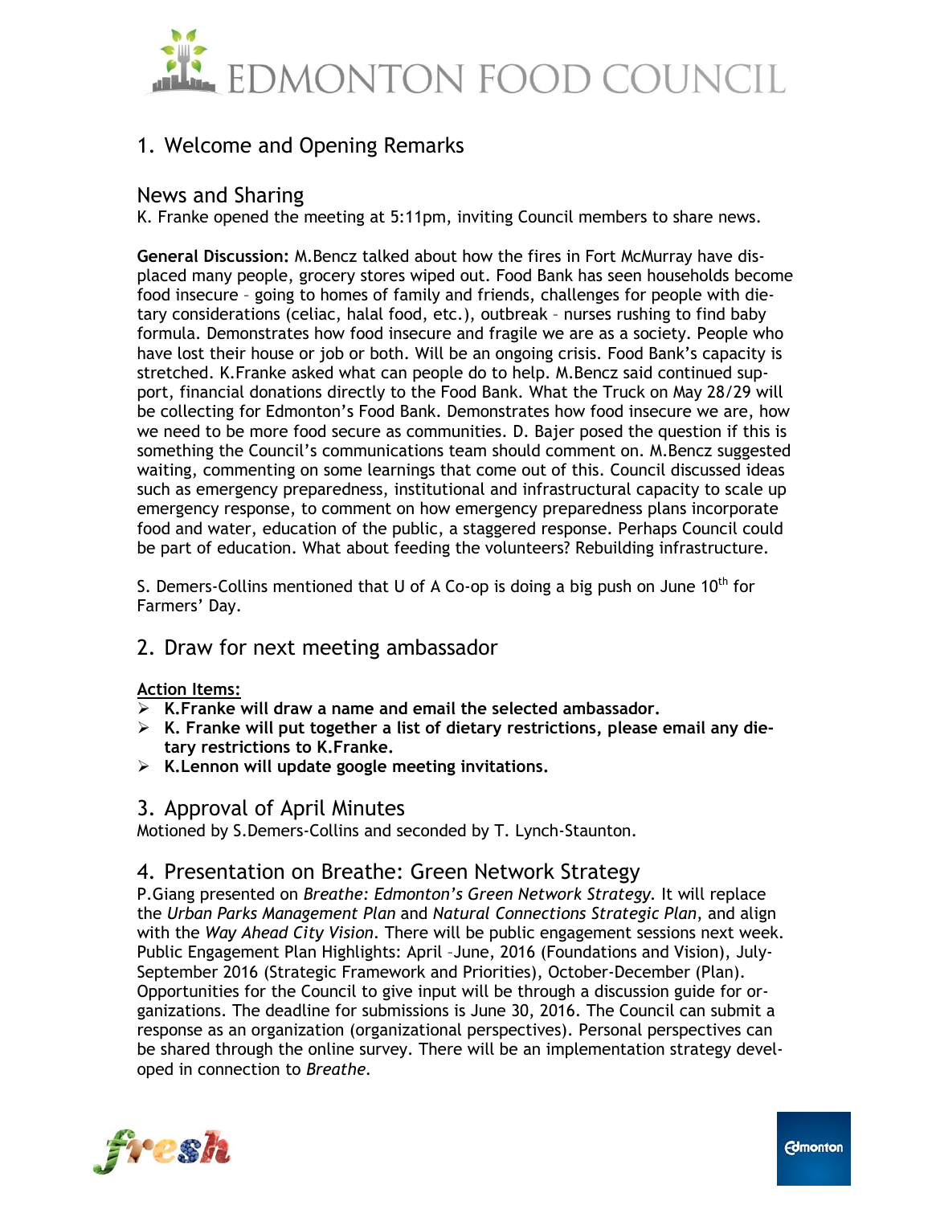## 1. Welcome and Opening Remarks

### News and Sharing

K. Franke opened the meeting at 5:11pm, inviting Council members to share news.

**General Discussion:** M.Bencz talked about how the fires in Fort McMurray have displaced many people, grocery stores wiped out. Food Bank has seen households become food insecure – going to homes of family and friends, challenges for people with dietary considerations (celiac, halal food, etc.), outbreak – nurses rushing to find baby formula. Demonstrates how food insecure and fragile we are as a society. People who have lost their house or job or both. Will be an ongoing crisis. Food Bank's capacity is stretched. K.Franke asked what can people do to help. M.Bencz said continued support, financial donations directly to the Food Bank. What the Truck on May 28/29 will be collecting for Edmonton's Food Bank. Demonstrates how food insecure we are, how we need to be more food secure as communities. D. Bajer posed the question if this is something the Council's communications team should comment on. M.Bencz suggested waiting, commenting on some learnings that come out of this. Council discussed ideas such as emergency preparedness, institutional and infrastructural capacity to scale up emergency response, to comment on how emergency preparedness plans incorporate food and water, education of the public, a staggered response. Perhaps Council could be part of education. What about feeding the volunteers? Rebuilding infrastructure.

S. Demers-Collins mentioned that U of A Co-op is doing a big push on June 10th for Farmers' Day.

## 2. Draw for next meeting ambassador

**Action Items:**

- **K.Franke will draw a name and email the selected ambassador.**
- **K. Franke will put together a list of dietary restrictions, please email any dietary restrictions to K.Franke.**
- **K.Lennon will update google meeting invitations.**

## 3. Approval of April Minutes

Motioned by S.Demers-Collins and seconded by T. Lynch-Staunton.

## 4. Presentation on Breathe: Green Network Strategy

P.Giang presented on *Breathe: Edmonton's Green Network Strategy*. It will replace the *Urban Parks Management Plan* and *Natural Connections Strategic Plan*, and align with the *Way Ahead City Vision*. There will be public engagement sessions next week. Public Engagement Plan Highlights: April –June, 2016 (Foundations and Vision), July-September 2016 (Strategic Framework and Priorities), October-December (Plan). Opportunities for the Council to give input will be through a discussion guide for organizations. The deadline for submissions is June 30, 2016. The Council can submit a response as an organization (organizational perspectives). Personal perspectives can be shared through the online survey. There will be an implementation strategy developed in connection to *Breathe*.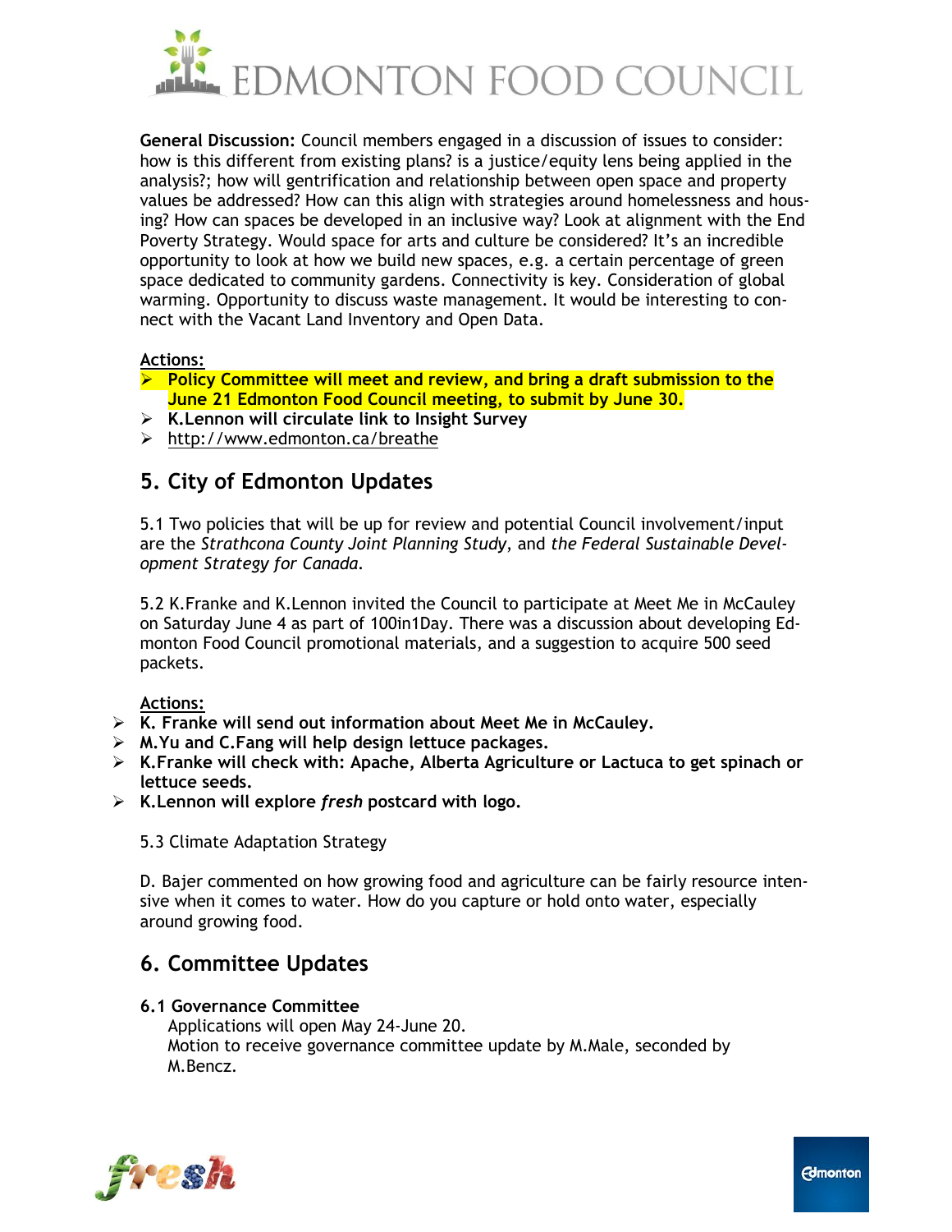**General Discussion:** Council members engaged in a discussion of issues to consider: how is this different from existing plans? is a justice/equity lens being applied in the analysis?; how will gentrification and relationship between open space and property values be addressed? How can this align with strategies around homelessness and housing? How can spaces be developed in an inclusive way? Look at alignment with the End Poverty Strategy. Would space for arts and culture be considered? It's an incredible opportunity to look at how we build new spaces, e.g. a certain percentage of green space dedicated to community gardens. Connectivity is key. Consideration of global warming. Opportunity to discuss waste management. It would be interesting to connect with the Vacant Land Inventory and Open Data.

**Actions:**

- **Policy Committee will meet and review, and bring a draft submission to the June 21 Edmonton Food Council meeting, to submit by June 30.**
- **K.Lennon will circulate link to Insight Survey**
- http://www.edmonton.ca/breathe

## 5. City of Edmonton Updates

5.1 Two policies that will be up for review and potential Council involvement/input are the *Strathcona County Joint Planning Study*, and *the Federal Sustainable Development Strategy for Canada*.

5.2 K.Franke and K.Lennon invited the Council to participate at Meet Me in McCauley on Saturday June 4 as part of 100in1Day. There was a discussion about developing Edmonton Food Council promotional materials, and a suggestion to acquire 500 seed packets.

**Actions:**

- **K. Franke will send out information about Meet Me in McCauley.**
- **M.Yu and C.Fang will help design lettuce packages.**
- **K.Franke will check with: Apache, Alberta Agriculture or Lactuca to get spinach or lettuce seeds.**
- **K.Lennon will explore *fresh* postcard with logo.**

5.3 Climate Adaptation Strategy

D. Bajer commented on how growing food and agriculture can be fairly resource intensive when it comes to water. How do you capture or hold onto water, especially around growing food.

## 6. Committee Updates

### 6.1 Governance Committee

Applications will open May 24-June 20.
Motion to receive governance committee update by M.Male, seconded by M.Bencz.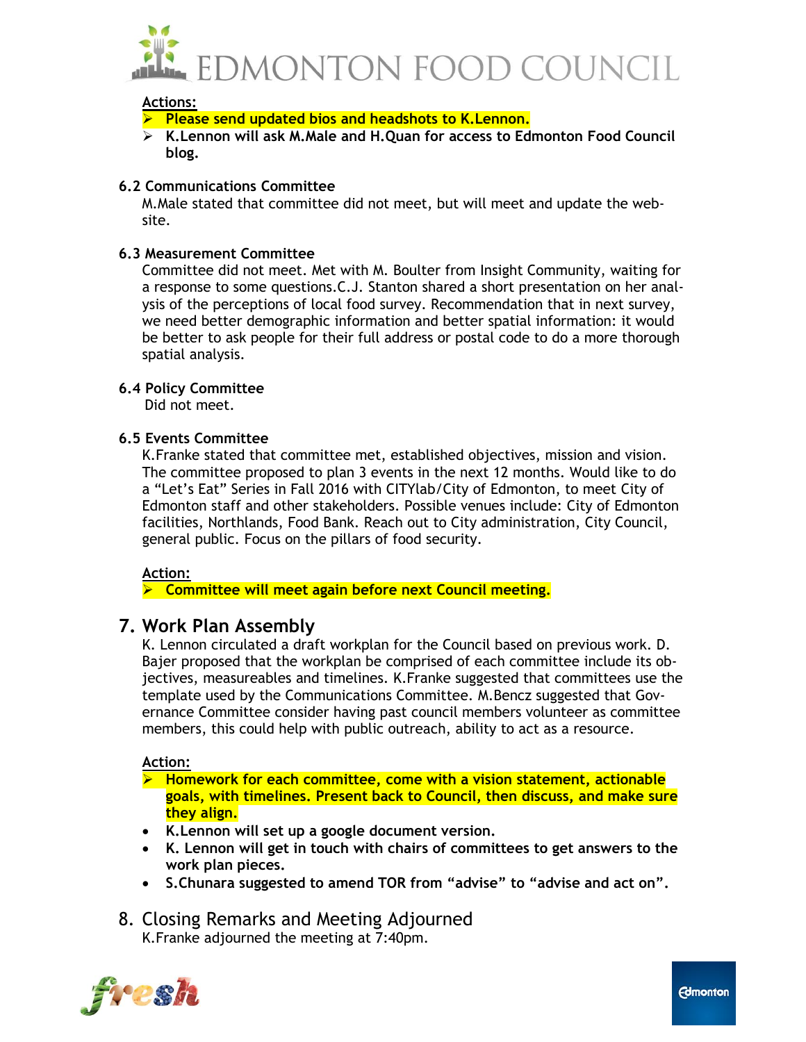**Actions:**

- **Please send updated bios and headshots to K.Lennon.**
- **K.Lennon will ask M.Male and H.Quan for access to Edmonton Food Council blog.**

### 6.2 Communications Committee

M.Male stated that committee did not meet, but will meet and update the website.

### 6.3 Measurement Committee

Committee did not meet. Met with M. Boulter from Insight Community, waiting for a response to some questions.C.J. Stanton shared a short presentation on her analysis of the perceptions of local food survey. Recommendation that in next survey, we need better demographic information and better spatial information: it would be better to ask people for their full address or postal code to do a more thorough spatial analysis.

### 6.4 Policy Committee

Did not meet.

### 6.5 Events Committee

K.Franke stated that committee met, established objectives, mission and vision. The committee proposed to plan 3 events in the next 12 months. Would like to do a "Let's Eat" Series in Fall 2016 with CITYlab/City of Edmonton, to meet City of Edmonton staff and other stakeholders. Possible venues include: City of Edmonton facilities, Northlands, Food Bank. Reach out to City administration, City Council, general public. Focus on the pillars of food security.

**Action:**

- **Committee will meet again before next Council meeting.**

## 7. Work Plan Assembly

K. Lennon circulated a draft workplan for the Council based on previous work. D. Bajer proposed that the workplan be comprised of each committee include its objectives, measureables and timelines. K.Franke suggested that committees use the template used by the Communications Committee. M.Bencz suggested that Governance Committee consider having past council members volunteer as committee members, this could help with public outreach, ability to act as a resource.

**Action:**

- **Homework for each committee, come with a vision statement, actionable goals, with timelines. Present back to Council, then discuss, and make sure they align.**
- **K.Lennon will set up a google document version.**
- **K. Lennon will get in touch with chairs of committees to get answers to the work plan pieces.**
- **S.Chunara suggested to amend TOR from "advise" to "advise and act on".**

## 8. Closing Remarks and Meeting Adjourned

K.Franke adjourned the meeting at 7:40pm.